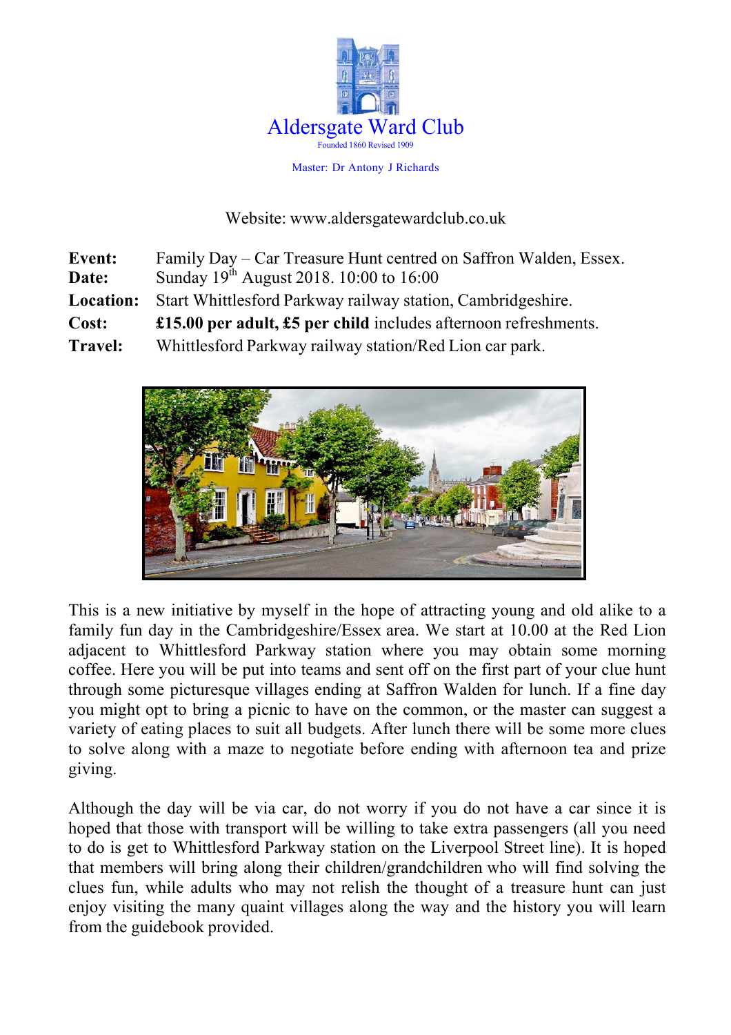# Aldersgate Ward Club

Founded 1860 Revised 1909

Master: Dr Antony J Richards

Website: www.aldersgatewardclub.co.uk

**Event:** Family Day – Car Treasure Hunt centred on Saffron Walden, Essex.
**Date:** Sunday 19th August 2018. 10:00 to 16:00
**Location:** Start Whittlesford Parkway railway station, Cambridgeshire.
**Cost:** **£15.00 per adult, £5 per child** includes afternoon refreshments.
**Travel:** Whittlesford Parkway railway station/Red Lion car park.

This is a new initiative by myself in the hope of attracting young and old alike to a family fun day in the Cambridgeshire/Essex area. We start at 10.00 at the Red Lion adjacent to Whittlesford Parkway station where you may obtain some morning coffee. Here you will be put into teams and sent off on the first part of your clue hunt through some picturesque villages ending at Saffron Walden for lunch. If a fine day you might opt to bring a picnic to have on the common, or the master can suggest a variety of eating places to suit all budgets. After lunch there will be some more clues to solve along with a maze to negotiate before ending with afternoon tea and prize giving.

Although the day will be via car, do not worry if you do not have a car since it is hoped that those with transport will be willing to take extra passengers (all you need to do is get to Whittlesford Parkway station on the Liverpool Street line). It is hoped that members will bring along their children/grandchildren who will find solving the clues fun, while adults who may not relish the thought of a treasure hunt can just enjoy visiting the many quaint villages along the way and the history you will learn from the guidebook provided.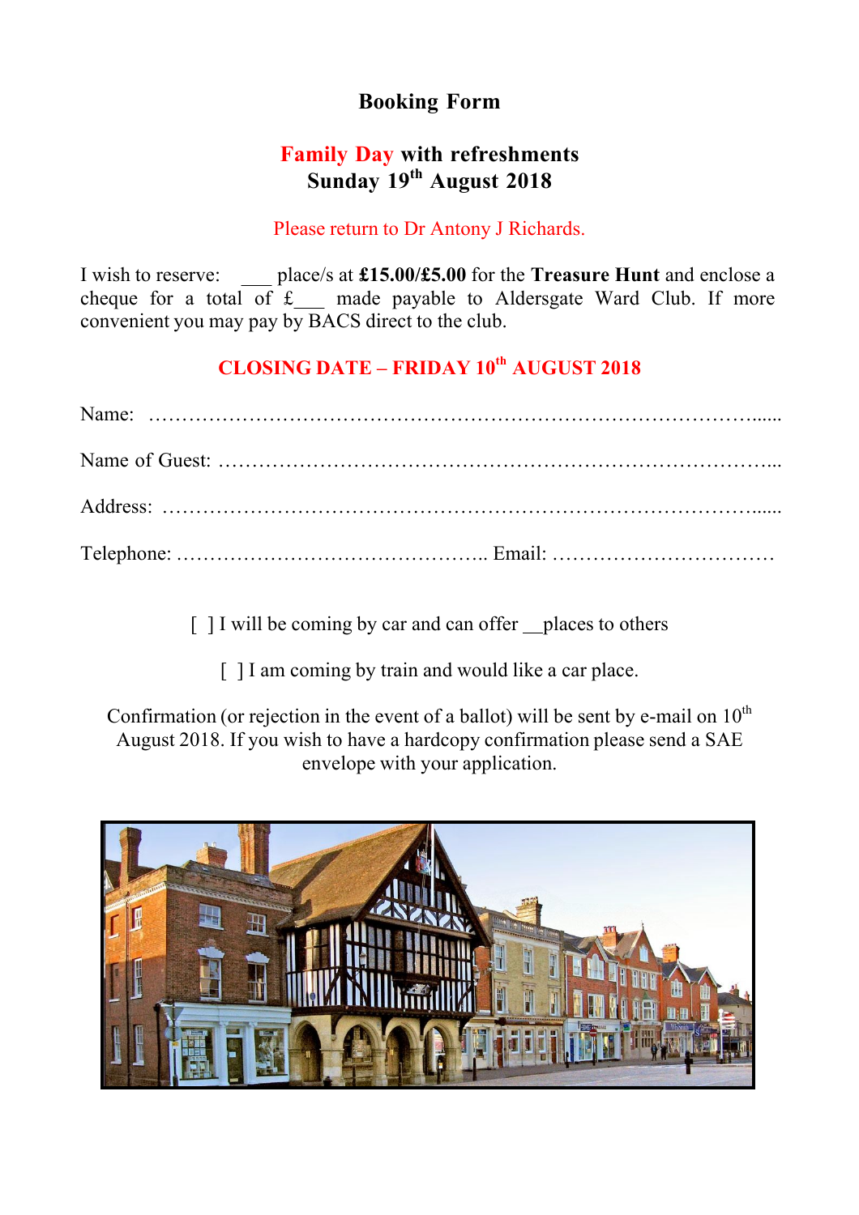# Booking Form

## Family Day with refreshments
## Sunday 19th August 2018

Please return to Dr Antony J Richards.

I wish to reserve: ___ place/s at **£15.00/£5.00** for the **Treasure Hunt** and enclose a cheque for a total of £___ made payable to Aldersgate Ward Club. If more convenient you may pay by BACS direct to the club.

**CLOSING DATE – FRIDAY 10th AUGUST 2018**

Name: ……………………………………………………………………………………......

Name of Guest: …………………………………………………………………………...

Address: ……………………………………………………………………………….......

Telephone: ……………………………………….. Email: ……………………………

[ ] I will be coming by car and can offer __places to others

[ ] I am coming by train and would like a car place.

Confirmation (or rejection in the event of a ballot) will be sent by e-mail on 10th August 2018. If you wish to have a hardcopy confirmation please send a SAE envelope with your application.